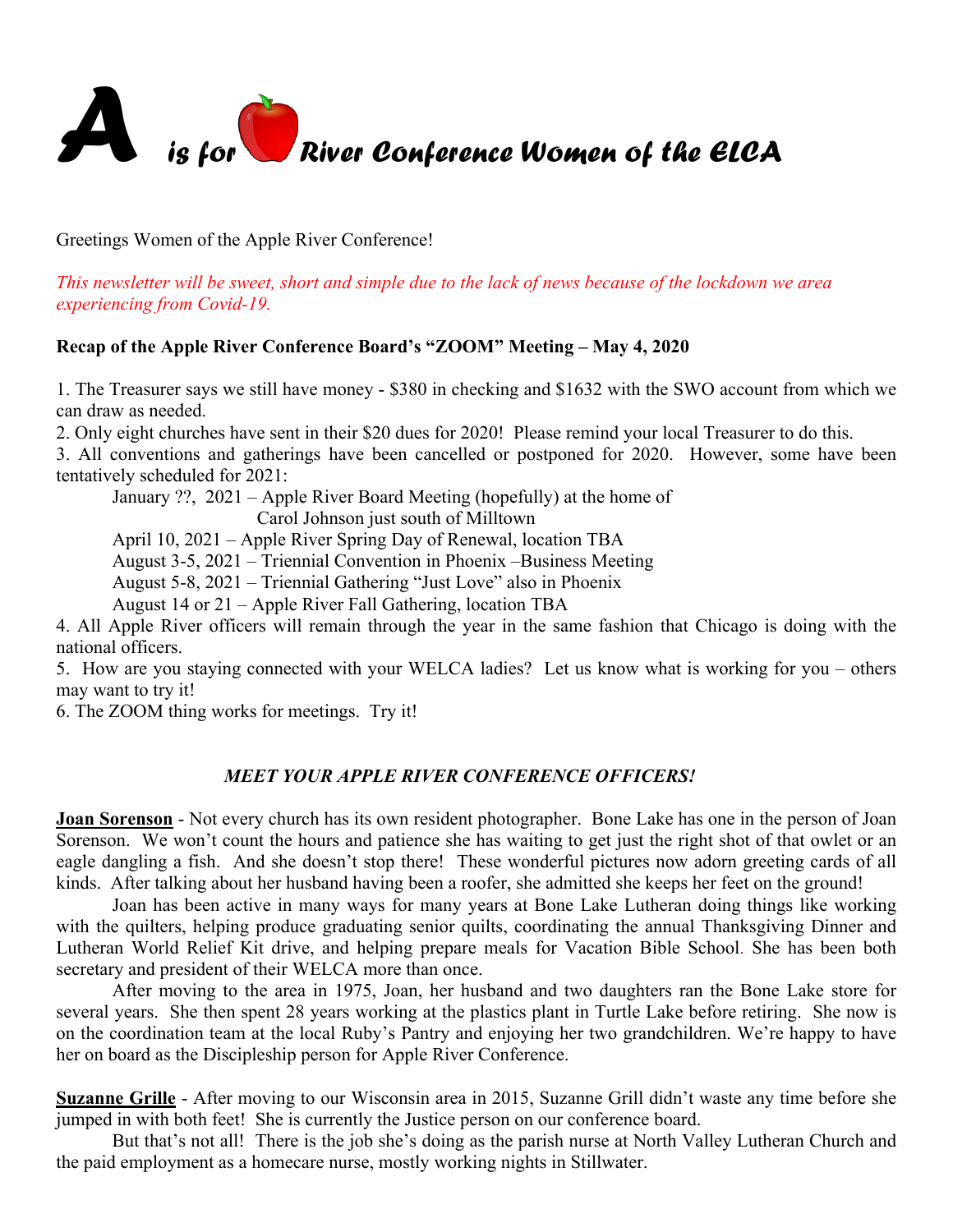# A is for [apple] River Conference Women of the ELCA

Greetings Women of the Apple River Conference!

*This newsletter will be sweet, short and simple due to the lack of news because of the lockdown we area experiencing from Covid-19.*

**Recap of the Apple River Conference Board's "ZOOM" Meeting – May 4, 2020**

1. The Treasurer says we still have money - $380 in checking and $1632 with the SWO account from which we can draw as needed.
2. Only eight churches have sent in their $20 dues for 2020! Please remind your local Treasurer to do this.
3. All conventions and gatherings have been cancelled or postponed for 2020. However, some have been tentatively scheduled for 2021:
   - January ??, 2021 – Apple River Board Meeting (hopefully) at the home of Carol Johnson just south of Milltown
   - April 10, 2021 – Apple River Spring Day of Renewal, location TBA
   - August 3-5, 2021 – Triennial Convention in Phoenix –Business Meeting
   - August 5-8, 2021 – Triennial Gathering "Just Love" also in Phoenix
   - August 14 or 21 – Apple River Fall Gathering, location TBA
4. All Apple River officers will remain through the year in the same fashion that Chicago is doing with the national officers.
5. How are you staying connected with your WELCA ladies? Let us know what is working for you – others may want to try it!
6. The ZOOM thing works for meetings. Try it!

### *MEET YOUR APPLE RIVER CONFERENCE OFFICERS!*

**Joan Sorenson** - Not every church has its own resident photographer. Bone Lake has one in the person of Joan Sorenson. We won't count the hours and patience she has waiting to get just the right shot of that owlet or an eagle dangling a fish. And she doesn't stop there! These wonderful pictures now adorn greeting cards of all kinds. After talking about her husband having been a roofer, she admitted she keeps her feet on the ground!

Joan has been active in many ways for many years at Bone Lake Lutheran doing things like working with the quilters, helping produce graduating senior quilts, coordinating the annual Thanksgiving Dinner and Lutheran World Relief Kit drive, and helping prepare meals for Vacation Bible School. She has been both secretary and president of their WELCA more than once.

After moving to the area in 1975, Joan, her husband and two daughters ran the Bone Lake store for several years. She then spent 28 years working at the plastics plant in Turtle Lake before retiring. She now is on the coordination team at the local Ruby's Pantry and enjoying her two grandchildren. We're happy to have her on board as the Discipleship person for Apple River Conference.

**Suzanne Grille** - After moving to our Wisconsin area in 2015, Suzanne Grill didn't waste any time before she jumped in with both feet! She is currently the Justice person on our conference board.

But that's not all! There is the job she's doing as the parish nurse at North Valley Lutheran Church and the paid employment as a homecare nurse, mostly working nights in Stillwater.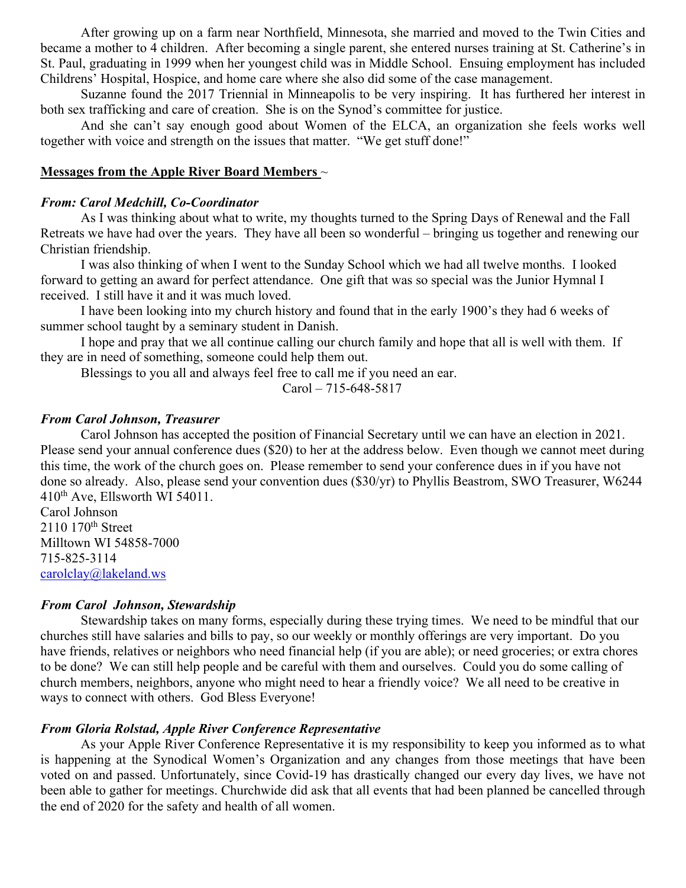After growing up on a farm near Northfield, Minnesota, she married and moved to the Twin Cities and became a mother to 4 children. After becoming a single parent, she entered nurses training at St. Catherine's in St. Paul, graduating in 1999 when her youngest child was in Middle School. Ensuing employment has included Childrens' Hospital, Hospice, and home care where she also did some of the case management.

Suzanne found the 2017 Triennial in Minneapolis to be very inspiring. It has furthered her interest in both sex trafficking and care of creation. She is on the Synod's committee for justice.

And she can't say enough good about Women of the ELCA, an organization she feels works well together with voice and strength on the issues that matter. "We get stuff done!"

**Messages from the Apple River Board Members** ~

***From: Carol Medchill, Co-Coordinator***

As I was thinking about what to write, my thoughts turned to the Spring Days of Renewal and the Fall Retreats we have had over the years. They have all been so wonderful – bringing us together and renewing our Christian friendship.

I was also thinking of when I went to the Sunday School which we had all twelve months. I looked forward to getting an award for perfect attendance. One gift that was so special was the Junior Hymnal I received. I still have it and it was much loved.

I have been looking into my church history and found that in the early 1900's they had 6 weeks of summer school taught by a seminary student in Danish.

I hope and pray that we all continue calling our church family and hope that all is well with them. If they are in need of something, someone could help them out.

Blessings to you all and always feel free to call me if you need an ear.

Carol – 715-648-5817

***From Carol Johnson, Treasurer***

Carol Johnson has accepted the position of Financial Secretary until we can have an election in 2021. Please send your annual conference dues ($20) to her at the address below. Even though we cannot meet during this time, the work of the church goes on. Please remember to send your conference dues in if you have not done so already. Also, please send your convention dues ($30/yr) to Phyllis Beastrom, SWO Treasurer, W6244 410th Ave, Ellsworth WI 54011.

Carol Johnson
2110 170th Street
Milltown WI 54858-7000
715-825-3114
carolclay@lakeland.ws

***From Carol Johnson, Stewardship***

Stewardship takes on many forms, especially during these trying times. We need to be mindful that our churches still have salaries and bills to pay, so our weekly or monthly offerings are very important. Do you have friends, relatives or neighbors who need financial help (if you are able); or need groceries; or extra chores to be done? We can still help people and be careful with them and ourselves. Could you do some calling of church members, neighbors, anyone who might need to hear a friendly voice? We all need to be creative in ways to connect with others. God Bless Everyone!

***From Gloria Rolstad, Apple River Conference Representative***

As your Apple River Conference Representative it is my responsibility to keep you informed as to what is happening at the Synodical Women's Organization and any changes from those meetings that have been voted on and passed. Unfortunately, since Covid-19 has drastically changed our every day lives, we have not been able to gather for meetings. Churchwide did ask that all events that had been planned be cancelled through the end of 2020 for the safety and health of all women.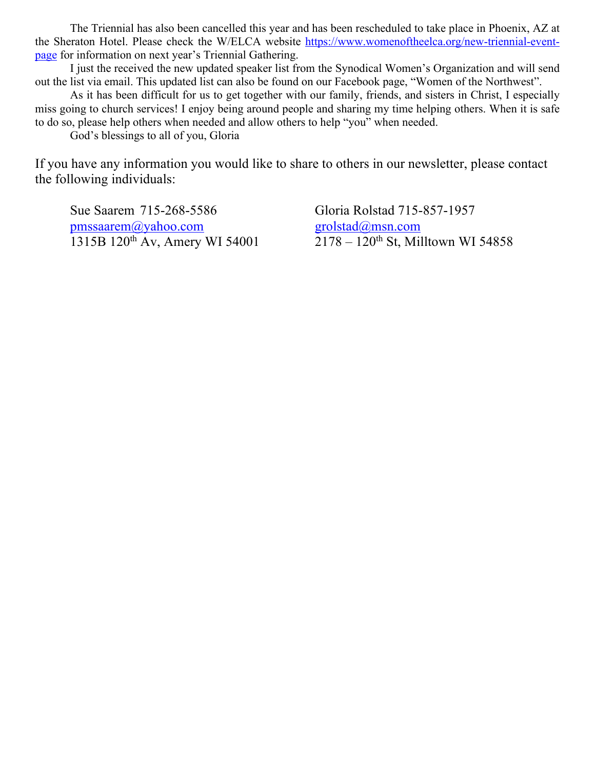The Triennial has also been cancelled this year and has been rescheduled to take place in Phoenix, AZ at the Sheraton Hotel. Please check the W/ELCA website https://www.womenoftheelca.org/new-triennial-event-page for information on next year's Triennial Gathering.

I just the received the new updated speaker list from the Synodical Women's Organization and will send out the list via email. This updated list can also be found on our Facebook page, "Women of the Northwest".

As it has been difficult for us to get together with our family, friends, and sisters in Christ, I especially miss going to church services! I enjoy being around people and sharing my time helping others. When it is safe to do so, please help others when needed and allow others to help "you" when needed.

God's blessings to all of you, Gloria

If you have any information you would like to share to others in our newsletter, please contact the following individuals:

Sue Saarem 715-268-5586
pmssaarem@yahoo.com
1315B 120th Av, Amery WI 54001

Gloria Rolstad 715-857-1957
grolstad@msn.com
2178 – 120th St, Milltown WI 54858